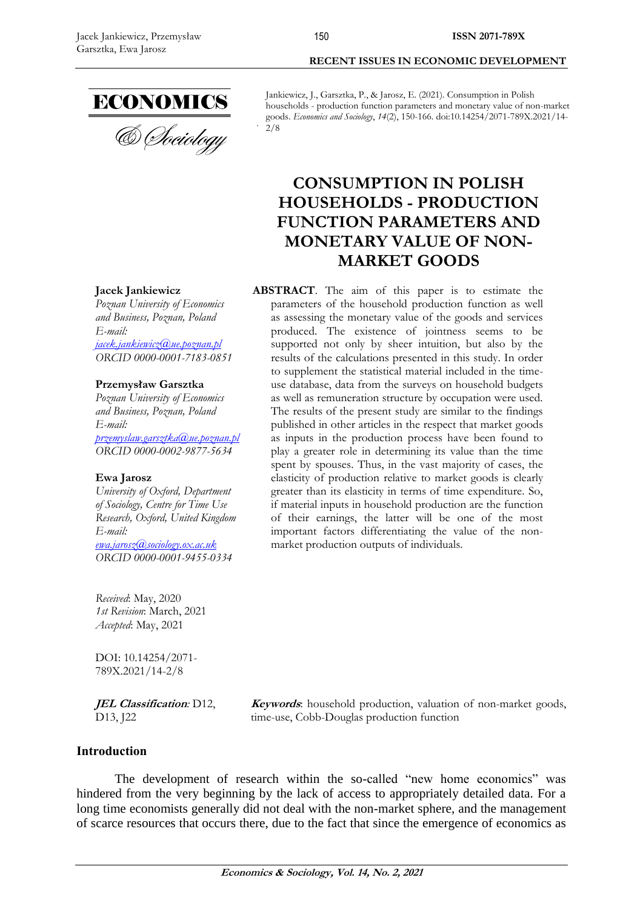Jankiewicz, J., Garsztka, P., & Jarosz, E. (2021). Consumption in Polish households - production function parameters and monetary value of non-market goods. *Economics and Sociology*, *14*(2), 150-166. doi:10.14254/2071-789X.2021/14-2/8

# CONSUMPTION IN POLISH HOUSEHOLDS - PRODUCTION FUNCTION PARAMETERS AND MONETARY VALUE OF NON-MARKET GOODS

**Jacek Jankiewicz**
*Poznan University of Economics and Business, Poznan, Poland*
*E-mail:* *jacek.jankiewicz@ue.poznan.pl*
*ORCID 0000-0001-7183-0851*

**Przemysław Garsztka**
*Poznan University of Economics and Business, Poznan, Poland*
*E-mail:* *przemyslaw.garsztka@ue.poznan.pl*
*ORCID 0000-0002-9877-5634*

**Ewa Jarosz**
*University of Oxford, Department of Sociology, Centre for Time Use Research, Oxford, United Kingdom*
*E-mail:* *ewa.jarosz@sociology.ox.ac.uk*
*ORCID 0000-0001-9455-0334*

*Received*: May, 2020
*1st Revision*: March, 2021
*Accepted*: May, 2021

DOI: 10.14254/2071-789X.2021/14-2/8

***JEL Classification**:* D12, D13, J22

**ABSTRACT**. The aim of this paper is to estimate the parameters of the household production function as well as assessing the monetary value of the goods and services produced. The existence of jointness seems to be supported not only by sheer intuition, but also by the results of the calculations presented in this study. In order to supplement the statistical material included in the time-use database, data from the surveys on household budgets as well as remuneration structure by occupation were used. The results of the present study are similar to the findings published in other articles in the respect that market goods as inputs in the production process have been found to play a greater role in determining its value than the time spent by spouses. Thus, in the vast majority of cases, the elasticity of production relative to market goods is clearly greater than its elasticity in terms of time expenditure. So, if material inputs in household production are the function of their earnings, the latter will be one of the most important factors differentiating the value of the non-market production outputs of individuals.

***Keywords***: household production, valuation of non-market goods, time-use, Cobb-Douglas production function

## Introduction

The development of research within the so-called "new home economics" was hindered from the very beginning by the lack of access to appropriately detailed data. For a long time economists generally did not deal with the non-market sphere, and the management of scarce resources that occurs there, due to the fact that since the emergence of economics as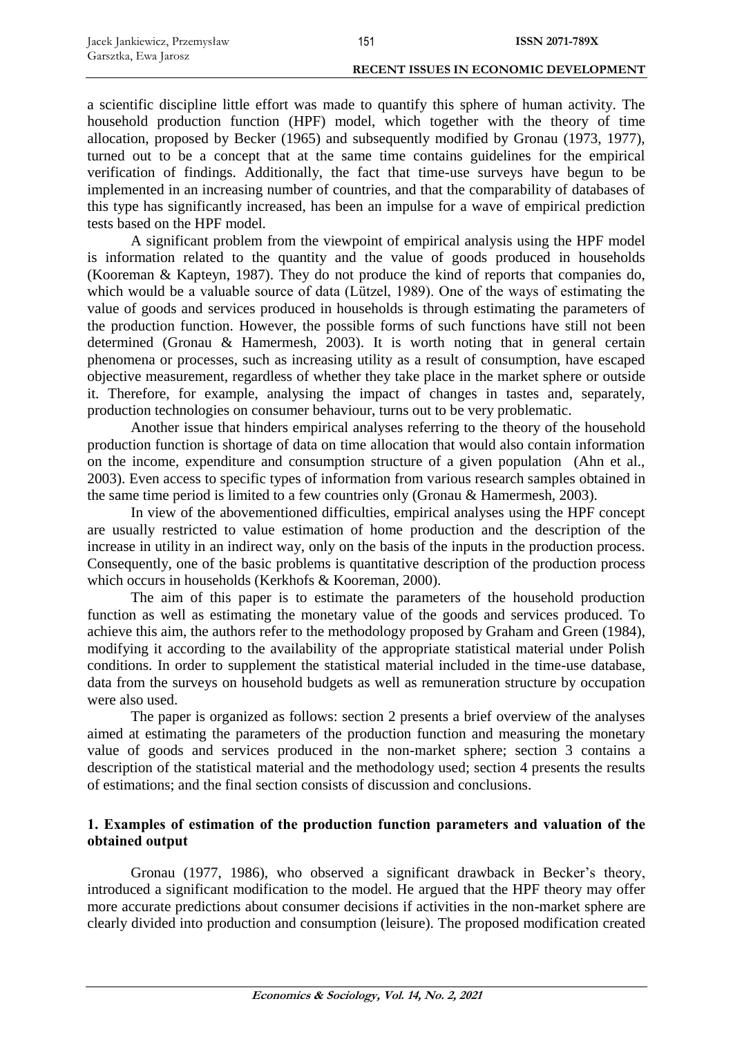a scientific discipline little effort was made to quantify this sphere of human activity. The household production function (HPF) model, which together with the theory of time allocation, proposed by Becker (1965) and subsequently modified by Gronau (1973, 1977), turned out to be a concept that at the same time contains guidelines for the empirical verification of findings. Additionally, the fact that time-use surveys have begun to be implemented in an increasing number of countries, and that the comparability of databases of this type has significantly increased, has been an impulse for a wave of empirical prediction tests based on the HPF model.

A significant problem from the viewpoint of empirical analysis using the HPF model is information related to the quantity and the value of goods produced in households (Kooreman & Kapteyn, 1987). They do not produce the kind of reports that companies do, which would be a valuable source of data (Lützel, 1989). One of the ways of estimating the value of goods and services produced in households is through estimating the parameters of the production function. However, the possible forms of such functions have still not been determined (Gronau & Hamermesh, 2003). It is worth noting that in general certain phenomena or processes, such as increasing utility as a result of consumption, have escaped objective measurement, regardless of whether they take place in the market sphere or outside it. Therefore, for example, analysing the impact of changes in tastes and, separately, production technologies on consumer behaviour, turns out to be very problematic.

Another issue that hinders empirical analyses referring to the theory of the household production function is shortage of data on time allocation that would also contain information on the income, expenditure and consumption structure of a given population (Ahn et al., 2003). Even access to specific types of information from various research samples obtained in the same time period is limited to a few countries only (Gronau & Hamermesh, 2003).

In view of the abovementioned difficulties, empirical analyses using the HPF concept are usually restricted to value estimation of home production and the description of the increase in utility in an indirect way, only on the basis of the inputs in the production process. Consequently, one of the basic problems is quantitative description of the production process which occurs in households (Kerkhofs & Kooreman, 2000).

The aim of this paper is to estimate the parameters of the household production function as well as estimating the monetary value of the goods and services produced. To achieve this aim, the authors refer to the methodology proposed by Graham and Green (1984), modifying it according to the availability of the appropriate statistical material under Polish conditions. In order to supplement the statistical material included in the time-use database, data from the surveys on household budgets as well as remuneration structure by occupation were also used.

The paper is organized as follows: section 2 presents a brief overview of the analyses aimed at estimating the parameters of the production function and measuring the monetary value of goods and services produced in the non-market sphere; section 3 contains a description of the statistical material and the methodology used; section 4 presents the results of estimations; and the final section consists of discussion and conclusions.

## 1. Examples of estimation of the production function parameters and valuation of the obtained output

Gronau (1977, 1986), who observed a significant drawback in Becker's theory, introduced a significant modification to the model. He argued that the HPF theory may offer more accurate predictions about consumer decisions if activities in the non-market sphere are clearly divided into production and consumption (leisure). The proposed modification created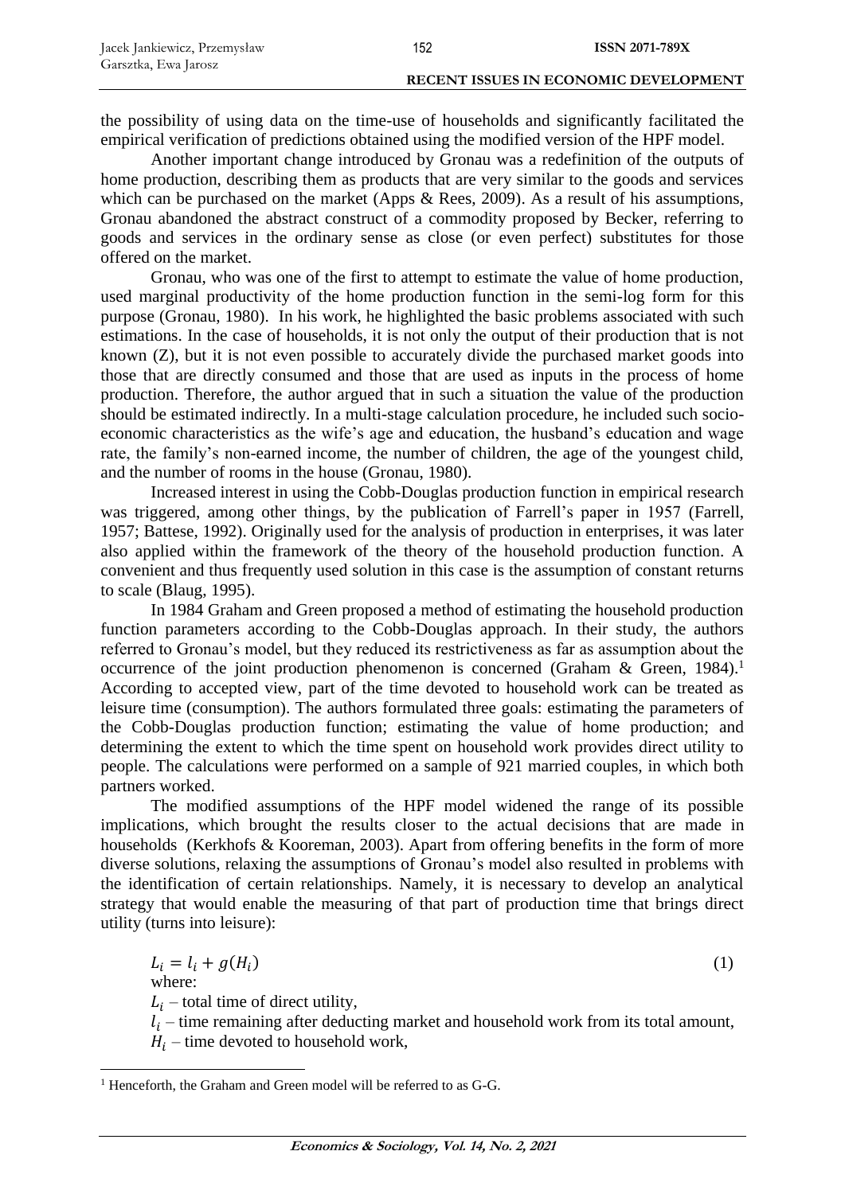the possibility of using data on the time-use of households and significantly facilitated the empirical verification of predictions obtained using the modified version of the HPF model.

Another important change introduced by Gronau was a redefinition of the outputs of home production, describing them as products that are very similar to the goods and services which can be purchased on the market (Apps & Rees, 2009). As a result of his assumptions, Gronau abandoned the abstract construct of a commodity proposed by Becker, referring to goods and services in the ordinary sense as close (or even perfect) substitutes for those offered on the market.

Gronau, who was one of the first to attempt to estimate the value of home production, used marginal productivity of the home production function in the semi-log form for this purpose (Gronau, 1980). In his work, he highlighted the basic problems associated with such estimations. In the case of households, it is not only the output of their production that is not known (Z), but it is not even possible to accurately divide the purchased market goods into those that are directly consumed and those that are used as inputs in the process of home production. Therefore, the author argued that in such a situation the value of the production should be estimated indirectly. In a multi-stage calculation procedure, he included such socio-economic characteristics as the wife's age and education, the husband's education and wage rate, the family's non-earned income, the number of children, the age of the youngest child, and the number of rooms in the house (Gronau, 1980).

Increased interest in using the Cobb-Douglas production function in empirical research was triggered, among other things, by the publication of Farrell's paper in 1957 (Farrell, 1957; Battese, 1992). Originally used for the analysis of production in enterprises, it was later also applied within the framework of the theory of the household production function. A convenient and thus frequently used solution in this case is the assumption of constant returns to scale (Blaug, 1995).

In 1984 Graham and Green proposed a method of estimating the household production function parameters according to the Cobb-Douglas approach. In their study, the authors referred to Gronau's model, but they reduced its restrictiveness as far as assumption about the occurrence of the joint production phenomenon is concerned (Graham & Green, 1984).[1] According to accepted view, part of the time devoted to household work can be treated as leisure time (consumption). The authors formulated three goals: estimating the parameters of the Cobb-Douglas production function; estimating the value of home production; and determining the extent to which the time spent on household work provides direct utility to people. The calculations were performed on a sample of 921 married couples, in which both partners worked.

The modified assumptions of the HPF model widened the range of its possible implications, which brought the results closer to the actual decisions that are made in households (Kerkhofs & Kooreman, 2003). Apart from offering benefits in the form of more diverse solutions, relaxing the assumptions of Gronau's model also resulted in problems with the identification of certain relationships. Namely, it is necessary to develop an analytical strategy that would enable the measuring of that part of production time that brings direct utility (turns into leisure):

$$L_i = l_i + g(H_i) \tag{1}$$

where:

$L_i$ – total time of direct utility,

$l_i$ – time remaining after deducting market and household work from its total amount,

$H_i$ – time devoted to household work,

[1] Henceforth, the Graham and Green model will be referred to as G-G.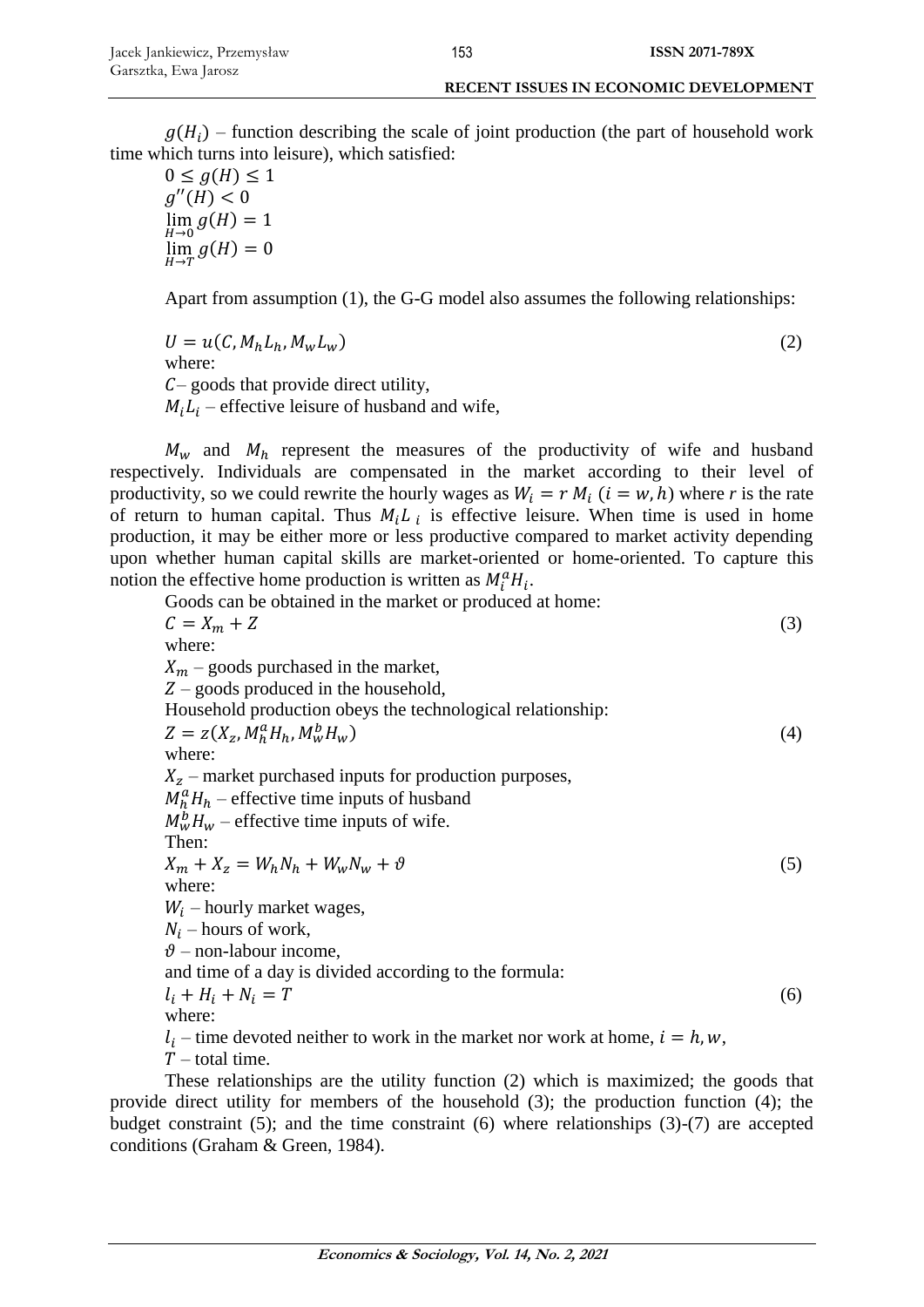$g(H_i)$ – function describing the scale of joint production (the part of household work time which turns into leisure), which satisfied:

$$0 \leq g(H) \leq 1$$
$$g''(H) < 0$$
$$\lim_{H \to 0} g(H) = 1$$
$$\lim_{H \to T} g(H) = 0$$

Apart from assumption (1), the G-G model also assumes the following relationships:

$$U = u(C, M_h L_h, M_w L_w) \tag{2}$$

where:

$C$– goods that provide direct utility,

$M_i L_i$ – effective leisure of husband and wife,

$M_w$ and $M_h$ represent the measures of the productivity of wife and husband respectively. Individuals are compensated in the market according to their level of productivity, so we could rewrite the hourly wages as $W_i = r\ M_i$ $(i = w, h)$ where *r* is the rate of return to human capital. Thus $M_i L_i$ is effective leisure. When time is used in home production, it may be either more or less productive compared to market activity depending upon whether human capital skills are market-oriented or home-oriented. To capture this notion the effective home production is written as $M_i^a H_i$.

Goods can be obtained in the market or produced at home:

$$C = X_m + Z \tag{3}$$

where:

$X_m$ – goods purchased in the market,

$Z$ – goods produced in the household,

Household production obeys the technological relationship:

$$Z = z(X_z, M_h^a H_h, M_w^b H_w) \tag{4}$$

where:

$X_z$ – market purchased inputs for production purposes,

$M_h^a H_h$ – effective time inputs of husband

$M_w^b H_w$ – effective time inputs of wife.

Then:

$$X_m + X_z = W_h N_h + W_w N_w + \vartheta \tag{5}$$

where:

$W_i$ – hourly market wages,

$N_i$ – hours of work,

$\vartheta$ – non-labour income,

and time of a day is divided according to the formula:

$$l_i + H_i + N_i = T \tag{6}$$

where:

$l_i$ – time devoted neither to work in the market nor work at home, $i = h, w$,

$T$ – total time.

These relationships are the utility function (2) which is maximized; the goods that provide direct utility for members of the household (3); the production function (4); the budget constraint (5); and the time constraint (6) where relationships (3)-(7) are accepted conditions (Graham & Green, 1984).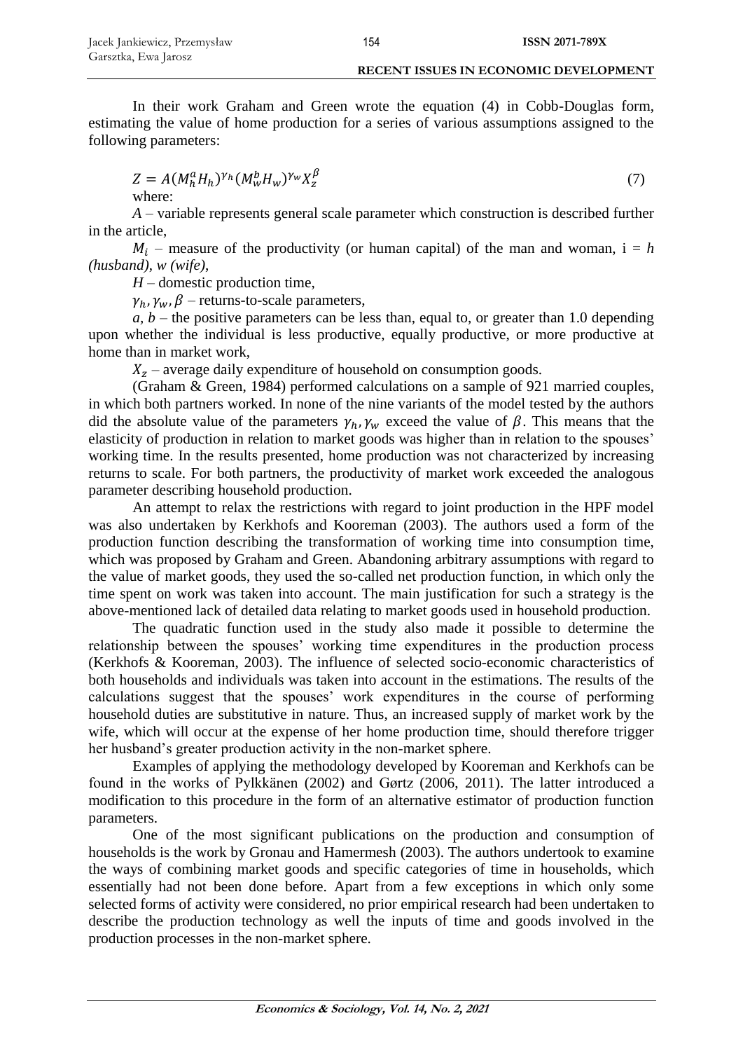In their work Graham and Green wrote the equation (4) in Cobb-Douglas form, estimating the value of home production for a series of various assumptions assigned to the following parameters:

$$Z = A(M_h^a H_h)^{\gamma_h}(M_w^b H_w)^{\gamma_w} X_z^{\beta} \tag{7}$$

where:

$A$ – variable represents general scale parameter which construction is described further in the article,

$M_i$ – measure of the productivity (or human capital) of the man and woman, i = *h (husband)*, *w (wife)*,

$H$ – domestic production time,

$\gamma_h, \gamma_w, \beta$ – returns-to-scale parameters,

$a$, $b$ – the positive parameters can be less than, equal to, or greater than 1.0 depending upon whether the individual is less productive, equally productive, or more productive at home than in market work,

$X_z$ – average daily expenditure of household on consumption goods.

(Graham & Green, 1984) performed calculations on a sample of 921 married couples, in which both partners worked. In none of the nine variants of the model tested by the authors did the absolute value of the parameters $\gamma_h, \gamma_w$ exceed the value of $\beta$. This means that the elasticity of production in relation to market goods was higher than in relation to the spouses' working time. In the results presented, home production was not characterized by increasing returns to scale. For both partners, the productivity of market work exceeded the analogous parameter describing household production.

An attempt to relax the restrictions with regard to joint production in the HPF model was also undertaken by Kerkhofs and Kooreman (2003). The authors used a form of the production function describing the transformation of working time into consumption time, which was proposed by Graham and Green. Abandoning arbitrary assumptions with regard to the value of market goods, they used the so-called net production function, in which only the time spent on work was taken into account. The main justification for such a strategy is the above-mentioned lack of detailed data relating to market goods used in household production.

The quadratic function used in the study also made it possible to determine the relationship between the spouses' working time expenditures in the production process (Kerkhofs & Kooreman, 2003). The influence of selected socio-economic characteristics of both households and individuals was taken into account in the estimations. The results of the calculations suggest that the spouses' work expenditures in the course of performing household duties are substitutive in nature. Thus, an increased supply of market work by the wife, which will occur at the expense of her home production time, should therefore trigger her husband's greater production activity in the non-market sphere.

Examples of applying the methodology developed by Kooreman and Kerkhofs can be found in the works of Pylkkänen (2002) and Gørtz (2006, 2011). The latter introduced a modification to this procedure in the form of an alternative estimator of production function parameters.

One of the most significant publications on the production and consumption of households is the work by Gronau and Hamermesh (2003). The authors undertook to examine the ways of combining market goods and specific categories of time in households, which essentially had not been done before. Apart from a few exceptions in which only some selected forms of activity were considered, no prior empirical research had been undertaken to describe the production technology as well the inputs of time and goods involved in the production processes in the non-market sphere.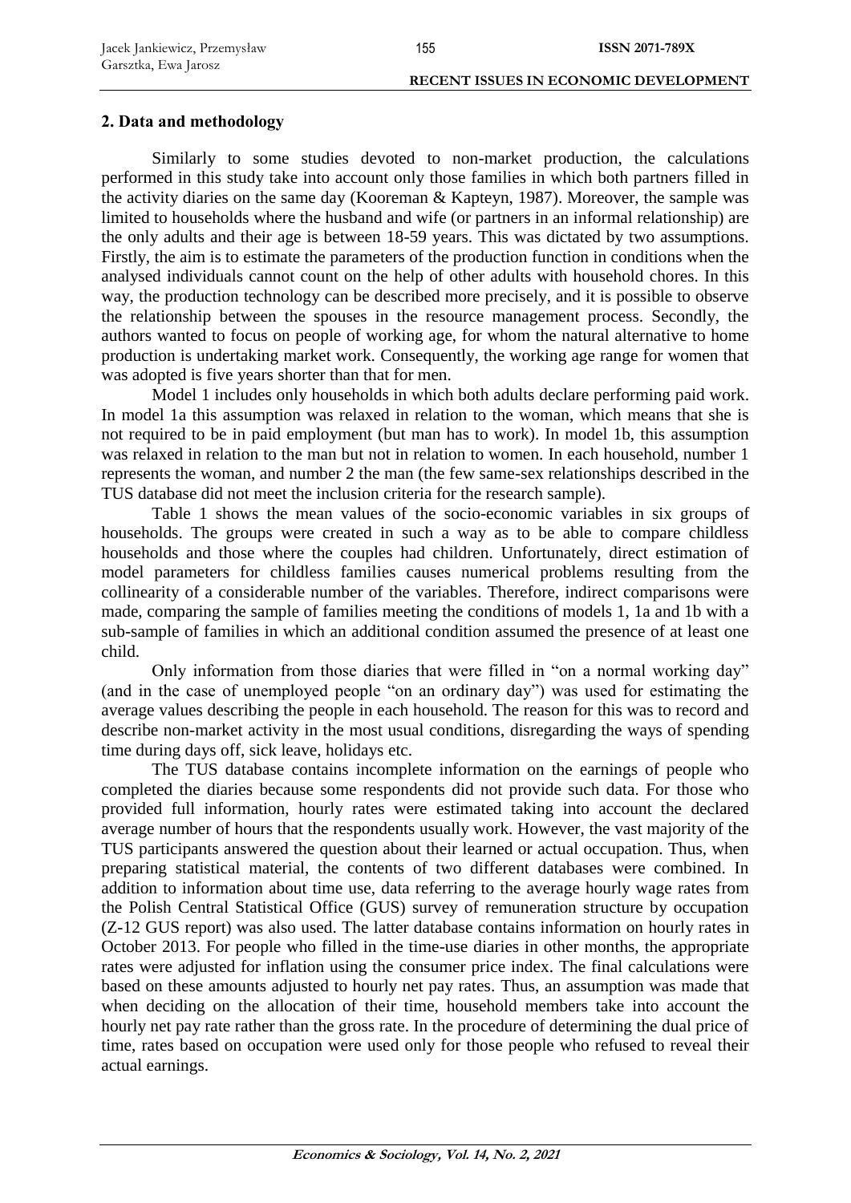## 2. Data and methodology

Similarly to some studies devoted to non-market production, the calculations performed in this study take into account only those families in which both partners filled in the activity diaries on the same day (Kooreman & Kapteyn, 1987). Moreover, the sample was limited to households where the husband and wife (or partners in an informal relationship) are the only adults and their age is between 18-59 years. This was dictated by two assumptions. Firstly, the aim is to estimate the parameters of the production function in conditions when the analysed individuals cannot count on the help of other adults with household chores. In this way, the production technology can be described more precisely, and it is possible to observe the relationship between the spouses in the resource management process. Secondly, the authors wanted to focus on people of working age, for whom the natural alternative to home production is undertaking market work. Consequently, the working age range for women that was adopted is five years shorter than that for men.

Model 1 includes only households in which both adults declare performing paid work. In model 1a this assumption was relaxed in relation to the woman, which means that she is not required to be in paid employment (but man has to work). In model 1b, this assumption was relaxed in relation to the man but not in relation to women. In each household, number 1 represents the woman, and number 2 the man (the few same-sex relationships described in the TUS database did not meet the inclusion criteria for the research sample).

Table 1 shows the mean values of the socio-economic variables in six groups of households. The groups were created in such a way as to be able to compare childless households and those where the couples had children. Unfortunately, direct estimation of model parameters for childless families causes numerical problems resulting from the collinearity of a considerable number of the variables. Therefore, indirect comparisons were made, comparing the sample of families meeting the conditions of models 1, 1a and 1b with a sub-sample of families in which an additional condition assumed the presence of at least one child.

Only information from those diaries that were filled in "on a normal working day" (and in the case of unemployed people "on an ordinary day") was used for estimating the average values describing the people in each household. The reason for this was to record and describe non-market activity in the most usual conditions, disregarding the ways of spending time during days off, sick leave, holidays etc.

The TUS database contains incomplete information on the earnings of people who completed the diaries because some respondents did not provide such data. For those who provided full information, hourly rates were estimated taking into account the declared average number of hours that the respondents usually work. However, the vast majority of the TUS participants answered the question about their learned or actual occupation. Thus, when preparing statistical material, the contents of two different databases were combined. In addition to information about time use, data referring to the average hourly wage rates from the Polish Central Statistical Office (GUS) survey of remuneration structure by occupation (Z-12 GUS report) was also used. The latter database contains information on hourly rates in October 2013. For people who filled in the time-use diaries in other months, the appropriate rates were adjusted for inflation using the consumer price index. The final calculations were based on these amounts adjusted to hourly net pay rates. Thus, an assumption was made that when deciding on the allocation of their time, household members take into account the hourly net pay rate rather than the gross rate. In the procedure of determining the dual price of time, rates based on occupation were used only for those people who refused to reveal their actual earnings.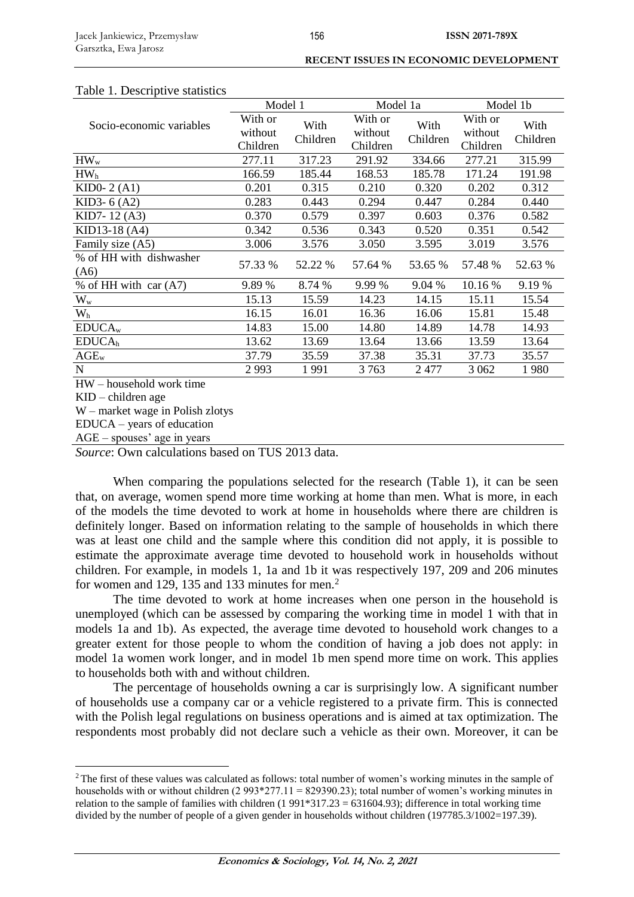Table 1. Descriptive statistics

| Socio-economic variables | Model 1 | | Model 1a | | Model 1b | |
|---|---|---|---|---|---|---|
| | With or without Children | With Children | With or without Children | With Children | With or without Children | With Children |
| $HW_w$ | 277.11 | 317.23 | 291.92 | 334.66 | 277.21 | 315.99 |
| $HW_h$ | 166.59 | 185.44 | 168.53 | 185.78 | 171.24 | 191.98 |
| KID0- 2 (A1) | 0.201 | 0.315 | 0.210 | 0.320 | 0.202 | 0.312 |
| KID3- 6 (A2) | 0.283 | 0.443 | 0.294 | 0.447 | 0.284 | 0.440 |
| KID7- 12 (A3) | 0.370 | 0.579 | 0.397 | 0.603 | 0.376 | 0.582 |
| KID13-18 (A4) | 0.342 | 0.536 | 0.343 | 0.520 | 0.351 | 0.542 |
| Family size (A5) | 3.006 | 3.576 | 3.050 | 3.595 | 3.019 | 3.576 |
| % of HH with dishwasher (A6) | 57.33 % | 52.22 % | 57.64 % | 53.65 % | 57.48 % | 52.63 % |
| % of HH with car (A7) | 9.89 % | 8.74 % | 9.99 % | 9.04 % | 10.16 % | 9.19 % |
| $W_w$ | 15.13 | 15.59 | 14.23 | 14.15 | 15.11 | 15.54 |
| $W_h$ | 16.15 | 16.01 | 16.36 | 16.06 | 15.81 | 15.48 |
| $EDUCA_w$ | 14.83 | 15.00 | 14.80 | 14.89 | 14.78 | 14.93 |
| $EDUCA_h$ | 13.62 | 13.69 | 13.64 | 13.66 | 13.59 | 13.64 |
| $AGE_w$ | 37.79 | 35.59 | 37.38 | 35.31 | 37.73 | 35.57 |
| N | 2 993 | 1 991 | 3 763 | 2 477 | 3 062 | 1 980 |

HW – household work time

KID – children age

W – market wage in Polish zlotys

EDUCA – years of education

AGE – spouses' age in years

*Source*: Own calculations based on TUS 2013 data.

When comparing the populations selected for the research (Table 1), it can be seen that, on average, women spend more time working at home than men. What is more, in each of the models the time devoted to work at home in households where there are children is definitely longer. Based on information relating to the sample of households in which there was at least one child and the sample where this condition did not apply, it is possible to estimate the approximate average time devoted to household work in households without children. For example, in models 1, 1a and 1b it was respectively 197, 209 and 206 minutes for women and 129, 135 and 133 minutes for men.[2]

The time devoted to work at home increases when one person in the household is unemployed (which can be assessed by comparing the working time in model 1 with that in models 1a and 1b). As expected, the average time devoted to household work changes to a greater extent for those people to whom the condition of having a job does not apply: in model 1a women work longer, and in model 1b men spend more time on work. This applies to households both with and without children.

The percentage of households owning a car is surprisingly low. A significant number of households use a company car or a vehicle registered to a private firm. This is connected with the Polish legal regulations on business operations and is aimed at tax optimization. The respondents most probably did not declare such a vehicle as their own. Moreover, it can be

[2] The first of these values was calculated as follows: total number of women's working minutes in the sample of households with or without children (2 993*277.11 = 829390.23); total number of women's working minutes in relation to the sample of families with children (1 991*317.23 = 631604.93); difference in total working time divided by the number of people of a given gender in households without children (197785.3/1002=197.39).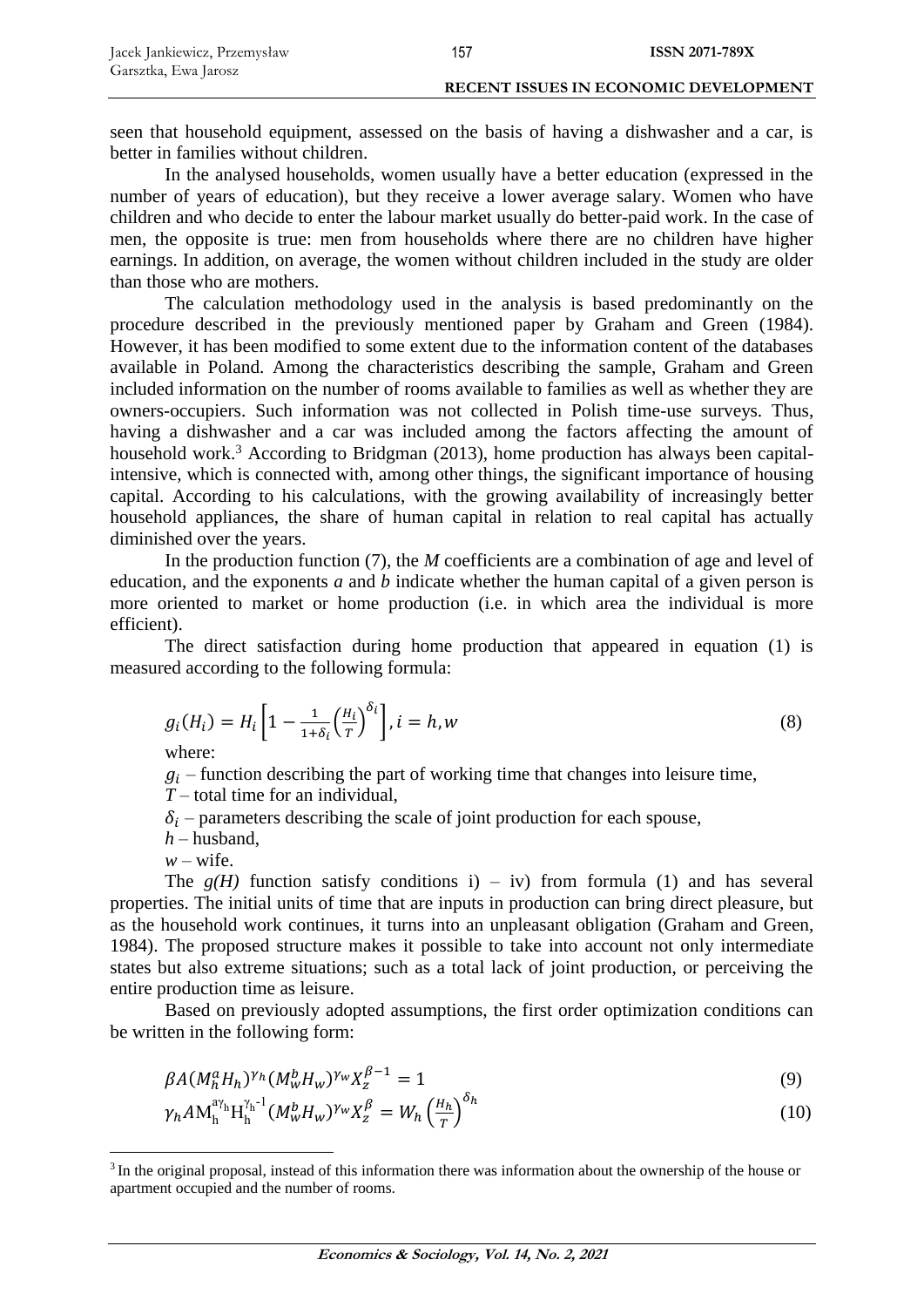seen that household equipment, assessed on the basis of having a dishwasher and a car, is better in families without children.

In the analysed households, women usually have a better education (expressed in the number of years of education), but they receive a lower average salary. Women who have children and who decide to enter the labour market usually do better-paid work. In the case of men, the opposite is true: men from households where there are no children have higher earnings. In addition, on average, the women without children included in the study are older than those who are mothers.

The calculation methodology used in the analysis is based predominantly on the procedure described in the previously mentioned paper by Graham and Green (1984). However, it has been modified to some extent due to the information content of the databases available in Poland. Among the characteristics describing the sample, Graham and Green included information on the number of rooms available to families as well as whether they are owners-occupiers. Such information was not collected in Polish time-use surveys. Thus, having a dishwasher and a car was included among the factors affecting the amount of household work.[3] According to Bridgman (2013), home production has always been capital-intensive, which is connected with, among other things, the significant importance of housing capital. According to his calculations, with the growing availability of increasingly better household appliances, the share of human capital in relation to real capital has actually diminished over the years.

In the production function (7), the *M* coefficients are a combination of age and level of education, and the exponents *a* and *b* indicate whether the human capital of a given person is more oriented to market or home production (i.e. in which area the individual is more efficient).

The direct satisfaction during home production that appeared in equation (1) is measured according to the following formula:

$$g_i(H_i) = H_i\left[1 - \frac{1}{1+\delta_i}\left(\frac{H_i}{T}\right)^{\delta_i}\right], i = h, w \tag{8}$$

where:

$g_i$ – function describing the part of working time that changes into leisure time,

$T$ – total time for an individual,

$\delta_i$ – parameters describing the scale of joint production for each spouse,

$h$ – husband,

$w$ – wife.

The $g(H)$ function satisfy conditions i) – iv) from formula (1) and has several properties. The initial units of time that are inputs in production can bring direct pleasure, but as the household work continues, it turns into an unpleasant obligation (Graham and Green, 1984). The proposed structure makes it possible to take into account not only intermediate states but also extreme situations; such as a total lack of joint production, or perceiving the entire production time as leisure.

Based on previously adopted assumptions, the first order optimization conditions can be written in the following form:

$$\beta A(M_h^a H_h)^{\gamma_h}(M_w^b H_w)^{\gamma_w} X_z^{\beta-1} = 1 \tag{9}$$

$$\gamma_h A M_h^{a\gamma_h} H_h^{\gamma_h - 1}(M_w^b H_w)^{\gamma_w} X_z^{\beta} = W_h\left(\frac{H_h}{T}\right)^{\delta_h} \tag{10}$$

[3] In the original proposal, instead of this information there was information about the ownership of the house or apartment occupied and the number of rooms.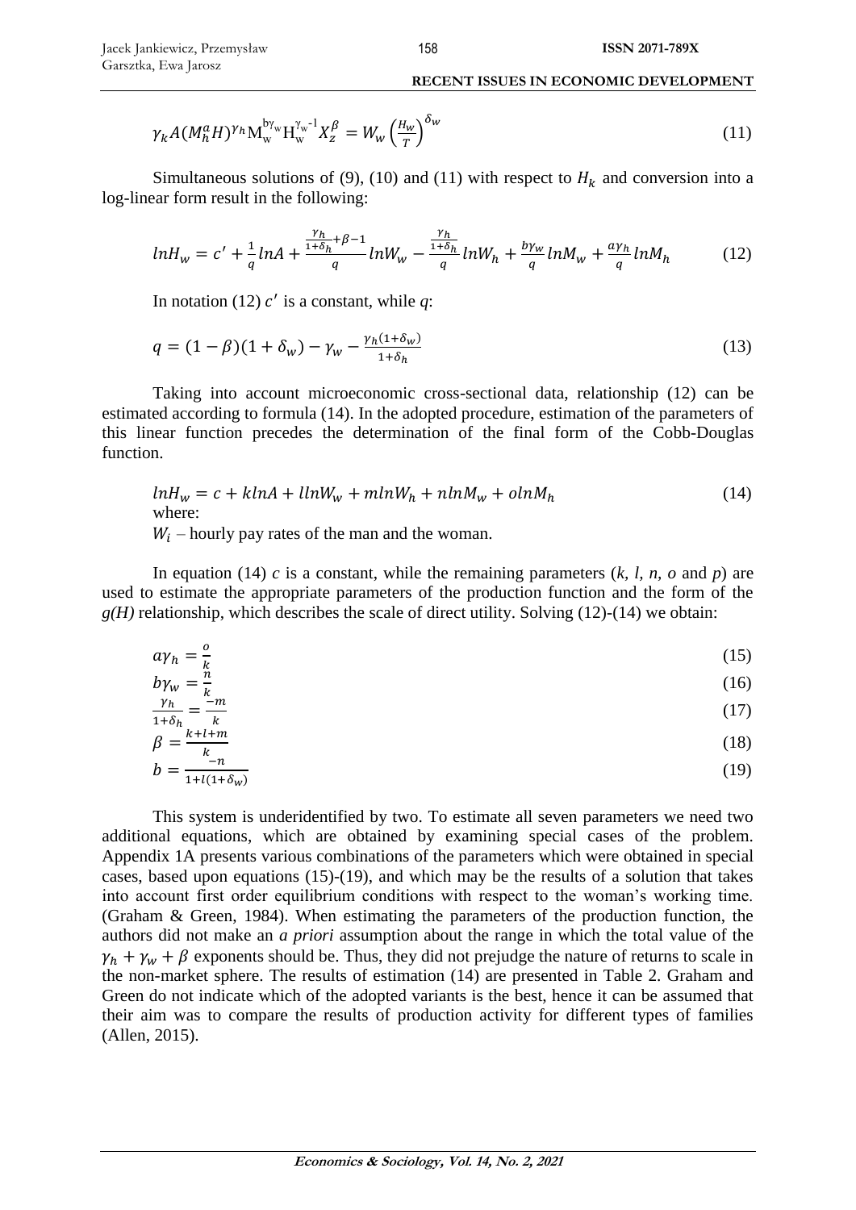$$\gamma_k A(M_h^a H)^{\gamma_h} M_w^{b\gamma_w} H_w^{\gamma_w - 1} X_z^{\beta} = W_w \left(\frac{H_w}{T}\right)^{\delta_w} \tag{11}$$

Simultaneous solutions of (9), (10) and (11) with respect to $H_k$ and conversion into a log-linear form result in the following:

$$lnH_w = c' + \frac{1}{q} lnA + \frac{\frac{\gamma_h}{1+\delta_h} + \beta - 1}{q} lnW_w - \frac{\frac{\gamma_h}{1+\delta_h}}{q} lnW_h + \frac{b\gamma_w}{q} lnM_w + \frac{a\gamma_h}{q} lnM_h \tag{12}$$

In notation (12) $c'$ is a constant, while *q*:

$$q = (1-\beta)(1+\delta_w) - \gamma_w - \frac{\gamma_h(1+\delta_w)}{1+\delta_h} \tag{13}$$

Taking into account microeconomic cross-sectional data, relationship (12) can be estimated according to formula (14). In the adopted procedure, estimation of the parameters of this linear function precedes the determination of the final form of the Cobb-Douglas function.

$$lnH_w = c + klnA + llnW_w + mlnW_h + nlnM_w + olnM_h \tag{14}$$

where:

$W_i$ – hourly pay rates of the man and the woman.

In equation (14) *c* is a constant, while the remaining parameters (*k, l, n, o* and *p*) are used to estimate the appropriate parameters of the production function and the form of the *g(H)* relationship, which describes the scale of direct utility. Solving (12)-(14) we obtain:

$$a\gamma_h = \frac{o}{k} \tag{15}$$

$$b\gamma_w = \frac{n}{k} \tag{16}$$

$$\frac{\gamma_h}{1+\delta_h} = \frac{-m}{k} \tag{17}$$

$$\beta = \frac{k+l+m}{k} \tag{18}$$

$$b = \frac{-n}{1+l(1+\delta_w)} \tag{19}$$

This system is underidentified by two. To estimate all seven parameters we need two additional equations, which are obtained by examining special cases of the problem. Appendix 1A presents various combinations of the parameters which were obtained in special cases, based upon equations (15)-(19), and which may be the results of a solution that takes into account first order equilibrium conditions with respect to the woman's working time. (Graham & Green, 1984). When estimating the parameters of the production function, the authors did not make an *a priori* assumption about the range in which the total value of the $\gamma_h + \gamma_w + \beta$ exponents should be. Thus, they did not prejudge the nature of returns to scale in the non-market sphere. The results of estimation (14) are presented in Table 2. Graham and Green do not indicate which of the adopted variants is the best, hence it can be assumed that their aim was to compare the results of production activity for different types of families (Allen, 2015).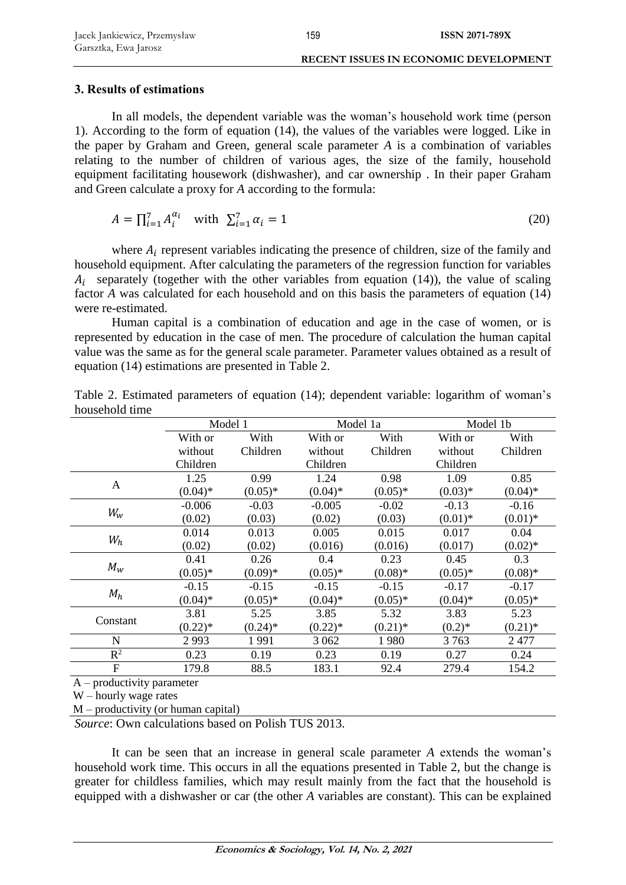### 3. Results of estimations

In all models, the dependent variable was the woman's household work time (person 1). According to the form of equation (14), the values of the variables were logged. Like in the paper by Graham and Green, general scale parameter *A* is a combination of variables relating to the number of children of various ages, the size of the family, household equipment facilitating housework (dishwasher), and car ownership . In their paper Graham and Green calculate a proxy for *A* according to the formula:

$$A = \prod_{i=1}^{7} A_i^{\alpha_i} \quad \text{with} \quad \sum_{i=1}^{7} \alpha_i = 1 \tag{20}$$

where $A_i$ represent variables indicating the presence of children, size of the family and household equipment. After calculating the parameters of the regression function for variables $A_i$ separately (together with the other variables from equation (14)), the value of scaling factor *A* was calculated for each household and on this basis the parameters of equation (14) were re-estimated.

Human capital is a combination of education and age in the case of women, or is represented by education in the case of men. The procedure of calculation the human capital value was the same as for the general scale parameter. Parameter values obtained as a result of equation (14) estimations are presented in Table 2.

Table 2. Estimated parameters of equation (14); dependent variable: logarithm of woman's household time

| | Model 1 | | Model 1a | | Model 1b | |
|---|---|---|---|---|---|---|
| | With or without Children | With Children | With or without Children | With Children | With or without Children | With Children |
| A | 1.25<br>(0.04)* | 0.99<br>(0.05)* | 1.24<br>(0.04)* | 0.98<br>(0.05)* | 1.09<br>(0.03)* | 0.85<br>(0.04)* |
| $W_w$ | -0.006<br>(0.02) | -0.03<br>(0.03) | -0.005<br>(0.02) | -0.02<br>(0.03) | -0.13<br>(0.01)* | -0.16<br>(0.01)* |
| $W_h$ | 0.014<br>(0.02) | 0.013<br>(0.02) | 0.005<br>(0.016) | 0.015<br>(0.016) | 0.017<br>(0.017) | 0.04<br>(0.02)* |
| $M_w$ | 0.41<br>(0.05)* | 0.26<br>(0.09)* | 0.4<br>(0.05)* | 0.23<br>(0.08)* | 0.45<br>(0.05)* | 0.3<br>(0.08)* |
| $M_h$ | -0.15<br>(0.04)* | -0.15<br>(0.05)* | -0.15<br>(0.04)* | -0.15<br>(0.05)* | -0.17<br>(0.04)* | -0.17<br>(0.05)* |
| Constant | 3.81<br>(0.22)* | 5.25<br>(0.24)* | 3.85<br>(0.22)* | 5.32<br>(0.21)* | 3.83<br>(0.2)* | 5.23<br>(0.21)* |
| N | 2 993 | 1 991 | 3 062 | 1 980 | 3 763 | 2 477 |
| $R^2$ | 0.23 | 0.19 | 0.23 | 0.19 | 0.27 | 0.24 |
| F | 179.8 | 88.5 | 183.1 | 92.4 | 279.4 | 154.2 |

A – productivity parameter
W – hourly wage rates
M – productivity (or human capital)
*Source*: Own calculations based on Polish TUS 2013.

It can be seen that an increase in general scale parameter *A* extends the woman's household work time. This occurs in all the equations presented in Table 2, but the change is greater for childless families, which may result mainly from the fact that the household is equipped with a dishwasher or car (the other *A* variables are constant). This can be explained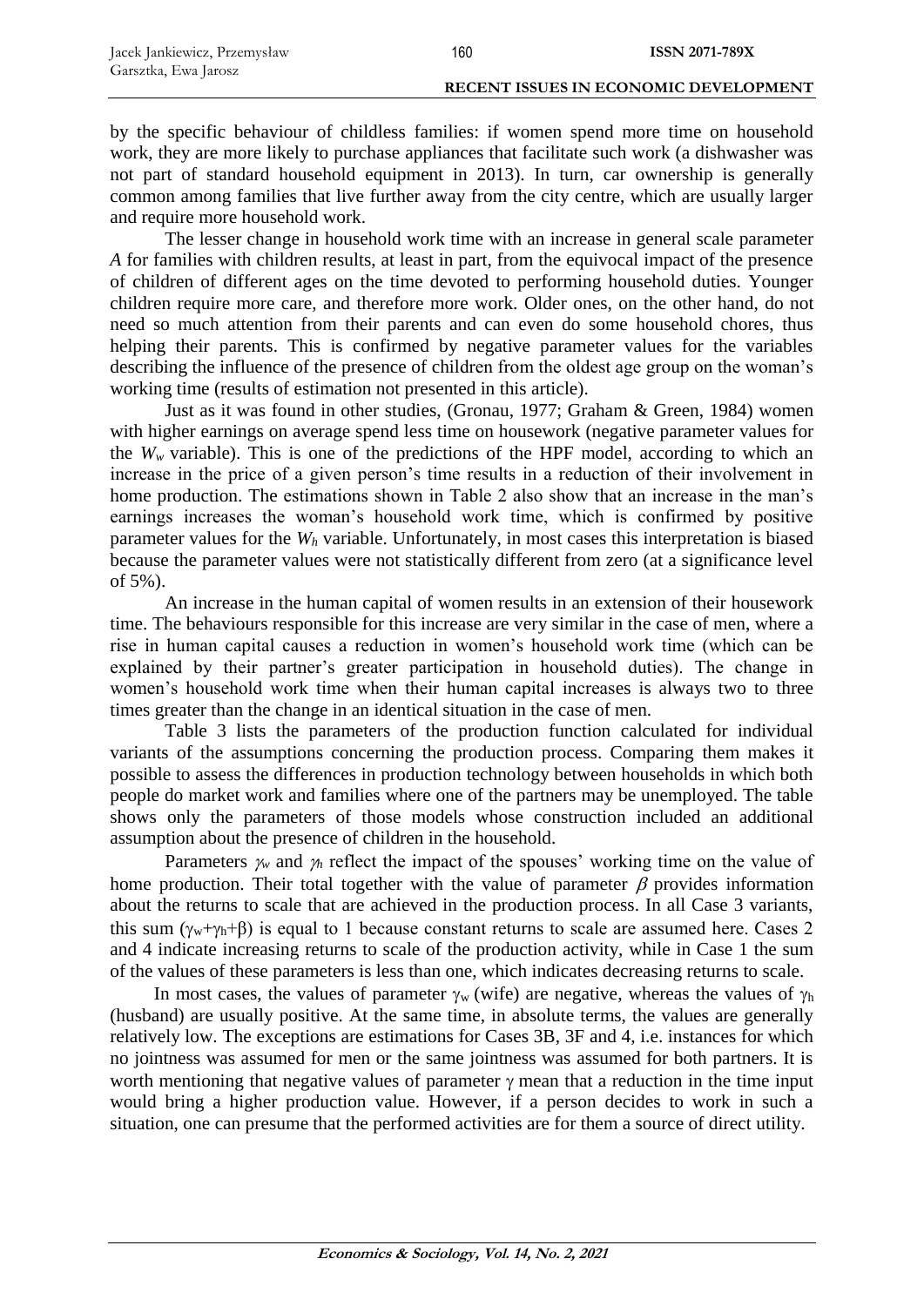by the specific behaviour of childless families: if women spend more time on household work, they are more likely to purchase appliances that facilitate such work (a dishwasher was not part of standard household equipment in 2013). In turn, car ownership is generally common among families that live further away from the city centre, which are usually larger and require more household work.

The lesser change in household work time with an increase in general scale parameter *A* for families with children results, at least in part, from the equivocal impact of the presence of children of different ages on the time devoted to performing household duties. Younger children require more care, and therefore more work. Older ones, on the other hand, do not need so much attention from their parents and can even do some household chores, thus helping their parents. This is confirmed by negative parameter values for the variables describing the influence of the presence of children from the oldest age group on the woman's working time (results of estimation not presented in this article).

Just as it was found in other studies, (Gronau, 1977; Graham & Green, 1984) women with higher earnings on average spend less time on housework (negative parameter values for the $W_w$ variable). This is one of the predictions of the HPF model, according to which an increase in the price of a given person's time results in a reduction of their involvement in home production. The estimations shown in Table 2 also show that an increase in the man's earnings increases the woman's household work time, which is confirmed by positive parameter values for the $W_h$ variable. Unfortunately, in most cases this interpretation is biased because the parameter values were not statistically different from zero (at a significance level of 5%).

An increase in the human capital of women results in an extension of their housework time. The behaviours responsible for this increase are very similar in the case of men, where a rise in human capital causes a reduction in women's household work time (which can be explained by their partner's greater participation in household duties). The change in women's household work time when their human capital increases is always two to three times greater than the change in an identical situation in the case of men.

Table 3 lists the parameters of the production function calculated for individual variants of the assumptions concerning the production process. Comparing them makes it possible to assess the differences in production technology between households in which both people do market work and families where one of the partners may be unemployed. The table shows only the parameters of those models whose construction included an additional assumption about the presence of children in the household.

Parameters $\gamma_w$ and $\gamma_h$ reflect the impact of the spouses' working time on the value of home production. Their total together with the value of parameter $\beta$ provides information about the returns to scale that are achieved in the production process. In all Case 3 variants, this sum ($\gamma_w+\gamma_h+\beta$) is equal to 1 because constant returns to scale are assumed here. Cases 2 and 4 indicate increasing returns to scale of the production activity, while in Case 1 the sum of the values of these parameters is less than one, which indicates decreasing returns to scale.

In most cases, the values of parameter $\gamma_w$ (wife) are negative, whereas the values of $\gamma_h$ (husband) are usually positive. At the same time, in absolute terms, the values are generally relatively low. The exceptions are estimations for Cases 3B, 3F and 4, i.e. instances for which no jointness was assumed for men or the same jointness was assumed for both partners. It is worth mentioning that negative values of parameter $\gamma$ mean that a reduction in the time input would bring a higher production value. However, if a person decides to work in such a situation, one can presume that the performed activities are for them a source of direct utility.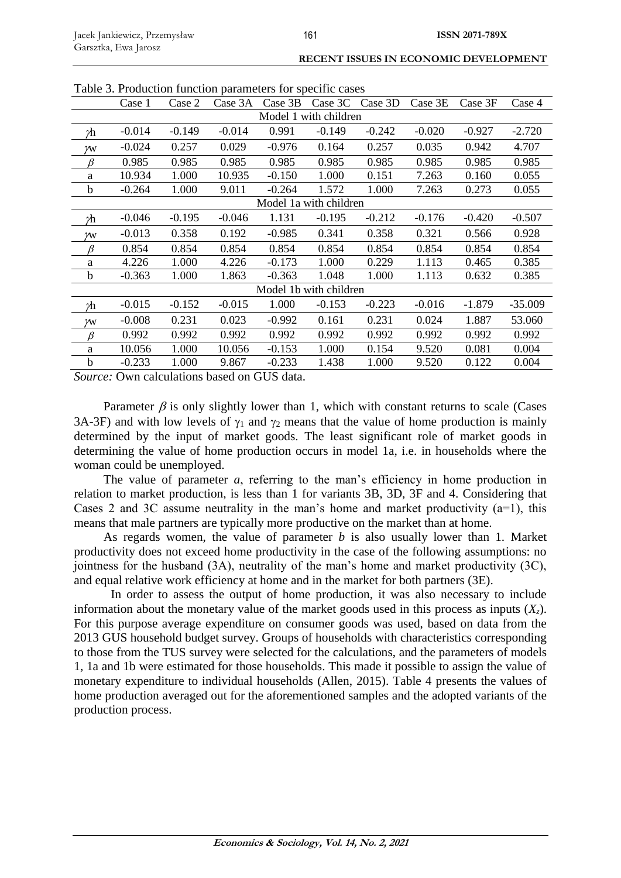Table 3. Production function parameters for specific cases

| | Case 1 | Case 2 | Case 3A | Case 3B | Case 3C | Case 3D | Case 3E | Case 3F | Case 4 |
|---|---|---|---|---|---|---|---|---|---|
| | | | | Model 1 with children | | | | | |
| $\gamma h$ | -0.014 | -0.149 | -0.014 | 0.991 | -0.149 | -0.242 | -0.020 | -0.927 | -2.720 |
| $\gamma w$ | -0.024 | 0.257 | 0.029 | -0.976 | 0.164 | 0.257 | 0.035 | 0.942 | 4.707 |
| $\beta$ | 0.985 | 0.985 | 0.985 | 0.985 | 0.985 | 0.985 | 0.985 | 0.985 | 0.985 |
| a | 10.934 | 1.000 | 10.935 | -0.150 | 1.000 | 0.151 | 7.263 | 0.160 | 0.055 |
| b | -0.264 | 1.000 | 9.011 | -0.264 | 1.572 | 1.000 | 7.263 | 0.273 | 0.055 |
| | | | | Model 1a with children | | | | | |
| $\gamma h$ | -0.046 | -0.195 | -0.046 | 1.131 | -0.195 | -0.212 | -0.176 | -0.420 | -0.507 |
| $\gamma w$ | -0.013 | 0.358 | 0.192 | -0.985 | 0.341 | 0.358 | 0.321 | 0.566 | 0.928 |
| $\beta$ | 0.854 | 0.854 | 0.854 | 0.854 | 0.854 | 0.854 | 0.854 | 0.854 | 0.854 |
| a | 4.226 | 1.000 | 4.226 | -0.173 | 1.000 | 0.229 | 1.113 | 0.465 | 0.385 |
| b | -0.363 | 1.000 | 1.863 | -0.363 | 1.048 | 1.000 | 1.113 | 0.632 | 0.385 |
| | | | | Model 1b with children | | | | | |
| $\gamma h$ | -0.015 | -0.152 | -0.015 | 1.000 | -0.153 | -0.223 | -0.016 | -1.879 | -35.009 |
| $\gamma w$ | -0.008 | 0.231 | 0.023 | -0.992 | 0.161 | 0.231 | 0.024 | 1.887 | 53.060 |
| $\beta$ | 0.992 | 0.992 | 0.992 | 0.992 | 0.992 | 0.992 | 0.992 | 0.992 | 0.992 |
| a | 10.056 | 1.000 | 10.056 | -0.153 | 1.000 | 0.154 | 9.520 | 0.081 | 0.004 |
| b | -0.233 | 1.000 | 9.867 | -0.233 | 1.438 | 1.000 | 9.520 | 0.122 | 0.004 |

*Source:* Own calculations based on GUS data.

Parameter $\beta$ is only slightly lower than 1, which with constant returns to scale (Cases 3A-3F) and with low levels of $\gamma_1$ and $\gamma_2$ means that the value of home production is mainly determined by the input of market goods. The least significant role of market goods in determining the value of home production occurs in model 1a, i.e. in households where the woman could be unemployed.

The value of parameter *a*, referring to the man's efficiency in home production in relation to market production, is less than 1 for variants 3B, 3D, 3F and 4. Considering that Cases 2 and 3C assume neutrality in the man's home and market productivity (a=1), this means that male partners are typically more productive on the market than at home.

As regards women, the value of parameter *b* is also usually lower than 1. Market productivity does not exceed home productivity in the case of the following assumptions: no jointness for the husband (3A), neutrality of the man's home and market productivity (3C), and equal relative work efficiency at home and in the market for both partners (3E).

In order to assess the output of home production, it was also necessary to include information about the monetary value of the market goods used in this process as inputs ($X_z$). For this purpose average expenditure on consumer goods was used, based on data from the 2013 GUS household budget survey. Groups of households with characteristics corresponding to those from the TUS survey were selected for the calculations, and the parameters of models 1, 1a and 1b were estimated for those households. This made it possible to assign the value of monetary expenditure to individual households (Allen, 2015). Table 4 presents the values of home production averaged out for the aforementioned samples and the adopted variants of the production process.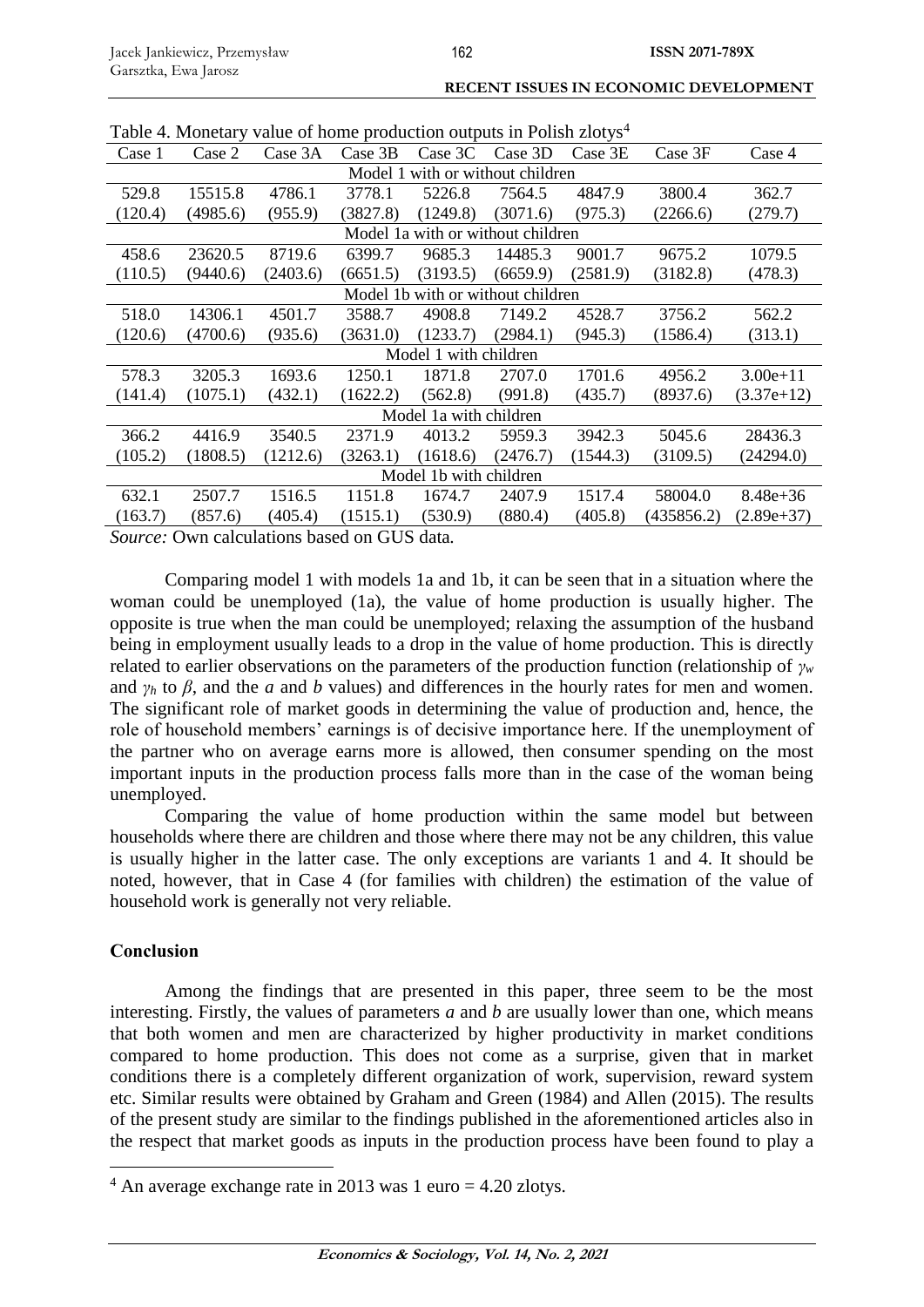Table 4. Monetary value of home production outputs in Polish zlotys[4]

| Case 1 | Case 2 | Case 3A | Case 3B | Case 3C | Case 3D | Case 3E | Case 3F | Case 4 |
|---|---|---|---|---|---|---|---|---|
| Model 1 with or without children | | | | | | | | |
| 529.8 | 15515.8 | 4786.1 | 3778.1 | 5226.8 | 7564.5 | 4847.9 | 3800.4 | 362.7 |
| (120.4) | (4985.6) | (955.9) | (3827.8) | (1249.8) | (3071.6) | (975.3) | (2266.6) | (279.7) |
| Model 1a with or without children | | | | | | | | |
| 458.6 | 23620.5 | 8719.6 | 6399.7 | 9685.3 | 14485.3 | 9001.7 | 9675.2 | 1079.5 |
| (110.5) | (9440.6) | (2403.6) | (6651.5) | (3193.5) | (6659.9) | (2581.9) | (3182.8) | (478.3) |
| Model 1b with or without children | | | | | | | | |
| 518.0 | 14306.1 | 4501.7 | 3588.7 | 4908.8 | 7149.2 | 4528.7 | 3756.2 | 562.2 |
| (120.6) | (4700.6) | (935.6) | (3631.0) | (1233.7) | (2984.1) | (945.3) | (1586.4) | (313.1) |
| Model 1 with children | | | | | | | | |
| 578.3 | 3205.3 | 1693.6 | 1250.1 | 1871.8 | 2707.0 | 1701.6 | 4956.2 | 3.00e+11 |
| (141.4) | (1075.1) | (432.1) | (1622.2) | (562.8) | (991.8) | (435.7) | (8937.6) | (3.37e+12) |
| Model 1a with children | | | | | | | | |
| 366.2 | 4416.9 | 3540.5 | 2371.9 | 4013.2 | 5959.3 | 3942.3 | 5045.6 | 28436.3 |
| (105.2) | (1808.5) | (1212.6) | (3263.1) | (1618.6) | (2476.7) | (1544.3) | (3109.5) | (24294.0) |
| Model 1b with children | | | | | | | | |
| 632.1 | 2507.7 | 1516.5 | 1151.8 | 1674.7 | 2407.9 | 1517.4 | 58004.0 | 8.48e+36 |
| (163.7) | (857.6) | (405.4) | (1515.1) | (530.9) | (880.4) | (405.8) | (435856.2) | (2.89e+37) |

*Source:* Own calculations based on GUS data.

Comparing model 1 with models 1a and 1b, it can be seen that in a situation where the woman could be unemployed (1a), the value of home production is usually higher. The opposite is true when the man could be unemployed; relaxing the assumption of the husband being in employment usually leads to a drop in the value of home production. This is directly related to earlier observations on the parameters of the production function (relationship of $\gamma_w$ and $\gamma_h$ to $\beta$, and the $a$ and $b$ values) and differences in the hourly rates for men and women. The significant role of market goods in determining the value of production and, hence, the role of household members' earnings is of decisive importance here. If the unemployment of the partner who on average earns more is allowed, then consumer spending on the most important inputs in the production process falls more than in the case of the woman being unemployed.

Comparing the value of home production within the same model but between households where there are children and those where there may not be any children, this value is usually higher in the latter case. The only exceptions are variants 1 and 4. It should be noted, however, that in Case 4 (for families with children) the estimation of the value of household work is generally not very reliable.

## Conclusion

Among the findings that are presented in this paper, three seem to be the most interesting. Firstly, the values of parameters $a$ and $b$ are usually lower than one, which means that both women and men are characterized by higher productivity in market conditions compared to home production. This does not come as a surprise, given that in market conditions there is a completely different organization of work, supervision, reward system etc. Similar results were obtained by Graham and Green (1984) and Allen (2015). The results of the present study are similar to the findings published in the aforementioned articles also in the respect that market goods as inputs in the production process have been found to play a

[4] An average exchange rate in 2013 was 1 euro = 4.20 zlotys.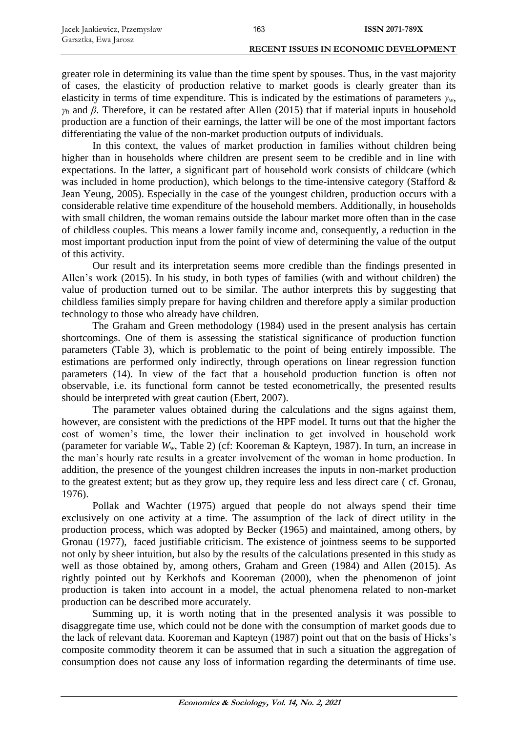greater role in determining its value than the time spent by spouses. Thus, in the vast majority of cases, the elasticity of production relative to market goods is clearly greater than its elasticity in terms of time expenditure. This is indicated by the estimations of parameters $\gamma_w$, $\gamma_h$ and $\beta$. Therefore, it can be restated after Allen (2015) that if material inputs in household production are a function of their earnings, the latter will be one of the most important factors differentiating the value of the non-market production outputs of individuals.

In this context, the values of market production in families without children being higher than in households where children are present seem to be credible and in line with expectations. In the latter, a significant part of household work consists of childcare (which was included in home production), which belongs to the time-intensive category (Stafford & Jean Yeung, 2005). Especially in the case of the youngest children, production occurs with a considerable relative time expenditure of the household members. Additionally, in households with small children, the woman remains outside the labour market more often than in the case of childless couples. This means a lower family income and, consequently, a reduction in the most important production input from the point of view of determining the value of the output of this activity.

Our result and its interpretation seems more credible than the findings presented in Allen's work (2015). In his study, in both types of families (with and without children) the value of production turned out to be similar. The author interprets this by suggesting that childless families simply prepare for having children and therefore apply a similar production technology to those who already have children.

The Graham and Green methodology (1984) used in the present analysis has certain shortcomings. One of them is assessing the statistical significance of production function parameters (Table 3), which is problematic to the point of being entirely impossible. The estimations are performed only indirectly, through operations on linear regression function parameters (14). In view of the fact that a household production function is often not observable, i.e. its functional form cannot be tested econometrically, the presented results should be interpreted with great caution (Ebert, 2007).

The parameter values obtained during the calculations and the signs against them, however, are consistent with the predictions of the HPF model. It turns out that the higher the cost of women's time, the lower their inclination to get involved in household work (parameter for variable $W_w$, Table 2) (cf: Kooreman & Kapteyn, 1987). In turn, an increase in the man's hourly rate results in a greater involvement of the woman in home production. In addition, the presence of the youngest children increases the inputs in non-market production to the greatest extent; but as they grow up, they require less and less direct care ( cf. Gronau, 1976).

Pollak and Wachter (1975) argued that people do not always spend their time exclusively on one activity at a time. The assumption of the lack of direct utility in the production process, which was adopted by Becker (1965) and maintained, among others, by Gronau (1977), faced justifiable criticism. The existence of jointness seems to be supported not only by sheer intuition, but also by the results of the calculations presented in this study as well as those obtained by, among others, Graham and Green (1984) and Allen (2015). As rightly pointed out by Kerkhofs and Kooreman (2000), when the phenomenon of joint production is taken into account in a model, the actual phenomena related to non-market production can be described more accurately.

Summing up, it is worth noting that in the presented analysis it was possible to disaggregate time use, which could not be done with the consumption of market goods due to the lack of relevant data. Kooreman and Kapteyn (1987) point out that on the basis of Hicks's composite commodity theorem it can be assumed that in such a situation the aggregation of consumption does not cause any loss of information regarding the determinants of time use.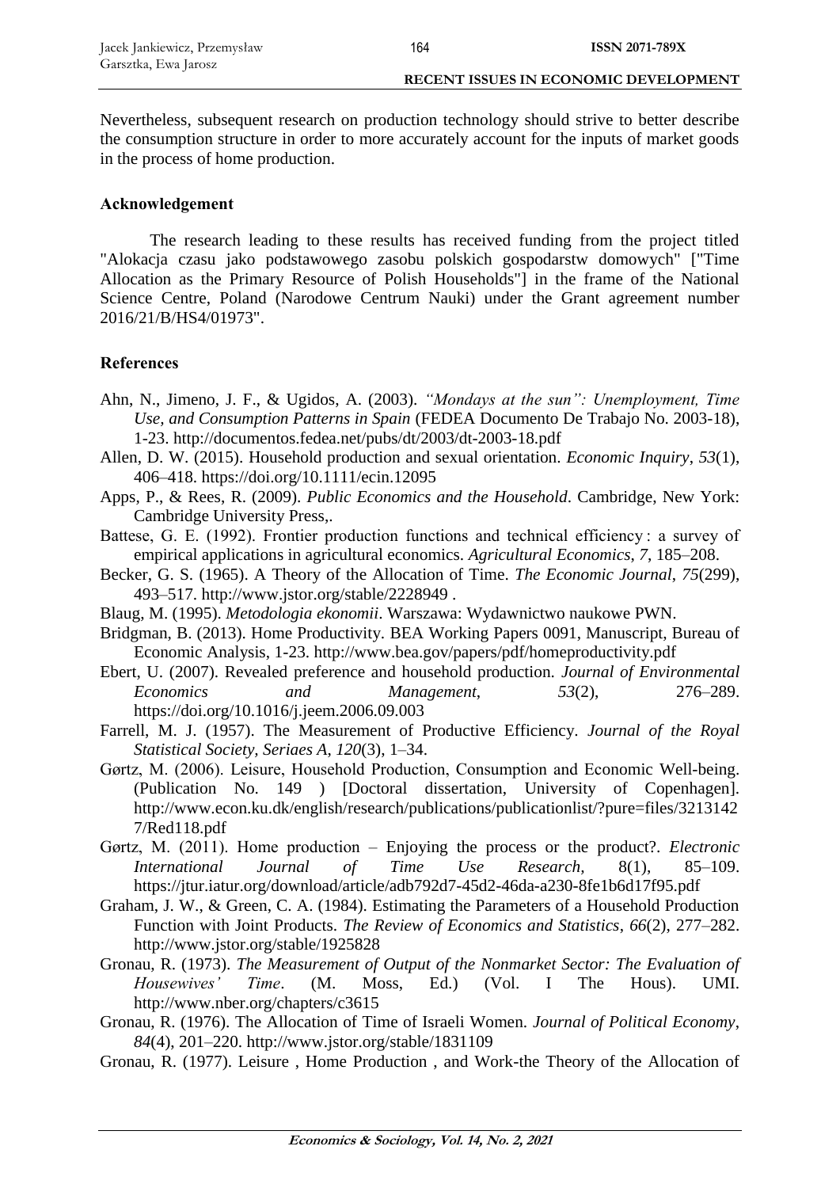Nevertheless, subsequent research on production technology should strive to better describe the consumption structure in order to more accurately account for the inputs of market goods in the process of home production.

## Acknowledgement

The research leading to these results has received funding from the project titled "Alokacja czasu jako podstawowego zasobu polskich gospodarstw domowych" ["Time Allocation as the Primary Resource of Polish Households"] in the frame of the National Science Centre, Poland (Narodowe Centrum Nauki) under the Grant agreement number 2016/21/B/HS4/01973".

## References

Ahn, N., Jimeno, J. F., & Ugidos, A. (2003). *"Mondays at the sun": Unemployment, Time Use, and Consumption Patterns in Spain* (FEDEA Documento De Trabajo No. 2003-18), 1-23. http://documentos.fedea.net/pubs/dt/2003/dt-2003-18.pdf

Allen, D. W. (2015). Household production and sexual orientation. *Economic Inquiry*, *53*(1), 406–418. https://doi.org/10.1111/ecin.12095

Apps, P., & Rees, R. (2009). *Public Economics and the Household*. Cambridge, New York: Cambridge University Press,.

Battese, G. E. (1992). Frontier production functions and technical efficiency : a survey of empirical applications in agricultural economics. *Agricultural Economics*, *7*, 185–208.

Becker, G. S. (1965). A Theory of the Allocation of Time. *The Economic Journal*, *75*(299), 493–517. http://www.jstor.org/stable/2228949 .

Blaug, M. (1995). *Metodologia ekonomii*. Warszawa: Wydawnictwo naukowe PWN.

Bridgman, B. (2013). Home Productivity. BEA Working Papers 0091, Manuscript, Bureau of Economic Analysis, 1-23. http://www.bea.gov/papers/pdf/homeproductivity.pdf

Ebert, U. (2007). Revealed preference and household production. *Journal of Environmental Economics and Management*, *53*(2), 276–289. https://doi.org/10.1016/j.jeem.2006.09.003

Farrell, M. J. (1957). The Measurement of Productive Efficiency. *Journal of the Royal Statistical Society, Seriaes A*, *120*(3), 1–34.

Gørtz, M. (2006). Leisure, Household Production, Consumption and Economic Well-being. (Publication No. 149 ) [Doctoral dissertation, University of Copenhagen]. http://www.econ.ku.dk/english/research/publications/publicationlist/?pure=files/32131427/Red118.pdf

Gørtz, M. (2011). Home production – Enjoying the process or the product?. *Electronic International Journal of Time Use Research,* 8(1), 85–109. https://jtur.iatur.org/download/article/adb792d7-45d2-46da-a230-8fe1b6d17f95.pdf

Graham, J. W., & Green, C. A. (1984). Estimating the Parameters of a Household Production Function with Joint Products. *The Review of Economics and Statistics*, *66*(2), 277–282. http://www.jstor.org/stable/1925828

Gronau, R. (1973). *The Measurement of Output of the Nonmarket Sector: The Evaluation of Housewives' Time*. (M. Moss, Ed.) (Vol. I The Hous). UMI. http://www.nber.org/chapters/c3615

Gronau, R. (1976). The Allocation of Time of Israeli Women. *Journal of Political Economy*, *84*(4), 201–220. http://www.jstor.org/stable/1831109

Gronau, R. (1977). Leisure , Home Production , and Work-the Theory of the Allocation of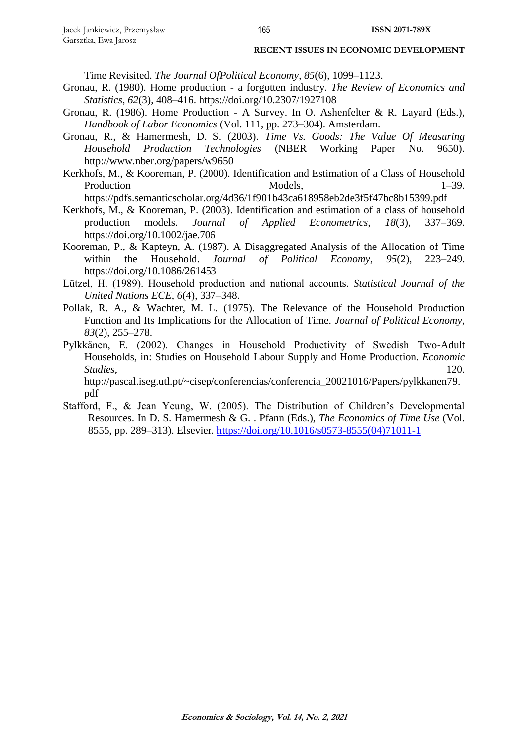Time Revisited. *The Journal OfPolitical Economy*, *85*(6), 1099–1123.

Gronau, R. (1980). Home production - a forgotten industry. *The Review of Economics and Statistics*, *62*(3), 408–416. https://doi.org/10.2307/1927108

Gronau, R. (1986). Home Production - A Survey. In O. Ashenfelter & R. Layard (Eds.), *Handbook of Labor Economics* (Vol. 111, pp. 273–304). Amsterdam.

Gronau, R., & Hamermesh, D. S. (2003). *Time Vs. Goods: The Value Of Measuring Household Production Technologies* (NBER Working Paper No. 9650). http://www.nber.org/papers/w9650

Kerkhofs, M., & Kooreman, P. (2000). Identification and Estimation of a Class of Household Production Models, 1–39. https://pdfs.semanticscholar.org/4d36/1f901b43ca618958eb2de3f5f47bc8b15399.pdf

Kerkhofs, M., & Kooreman, P. (2003). Identification and estimation of a class of household production models. *Journal of Applied Econometrics*, *18*(3), 337–369. https://doi.org/10.1002/jae.706

Kooreman, P., & Kapteyn, A. (1987). A Disaggregated Analysis of the Allocation of Time within the Household. *Journal of Political Economy*, *95*(2), 223–249. https://doi.org/10.1086/261453

Lützel, H. (1989). Household production and national accounts. *Statistical Journal of the United Nations ECE*, *6*(4), 337–348.

Pollak, R. A., & Wachter, M. L. (1975). The Relevance of the Household Production Function and Its Implications for the Allocation of Time. *Journal of Political Economy*, *83*(2), 255–278.

Pylkkänen, E. (2002). Changes in Household Productivity of Swedish Two-Adult Households, in: Studies on Household Labour Supply and Home Production. *Economic Studies*, 120. http://pascal.iseg.utl.pt/~cisep/conferencias/conferencia_20021016/Papers/pylkkanen79.pdf

Stafford, F., & Jean Yeung, W. (2005). The Distribution of Children's Developmental Resources. In D. S. Hamermesh & G. . Pfann (Eds.), *The Economics of Time Use* (Vol. 8555, pp. 289–313). Elsevier. https://doi.org/10.1016/s0573-8555(04)71011-1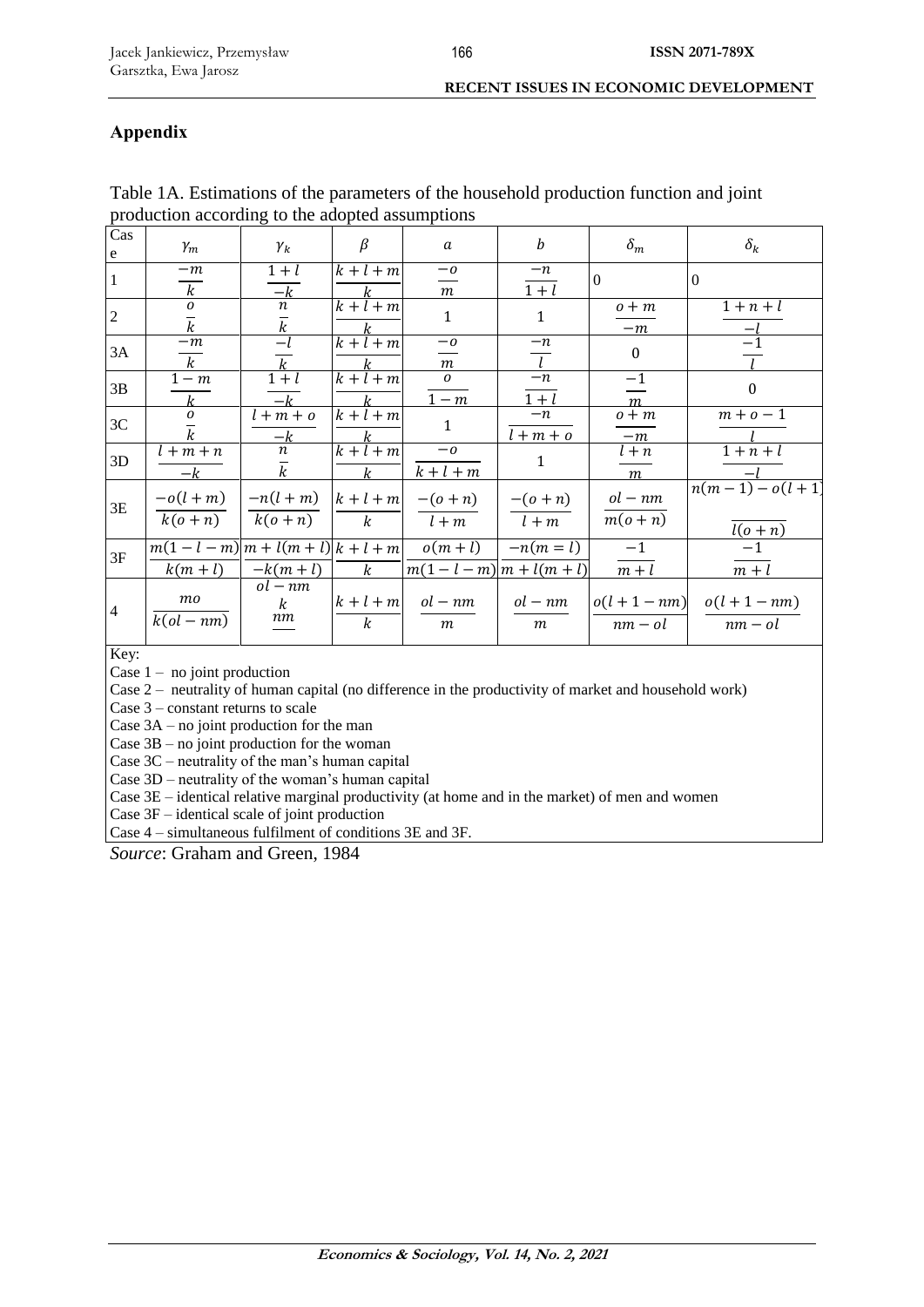## Appendix

Table 1A. Estimations of the parameters of the household production function and joint production according to the adopted assumptions

| Case | $\gamma_m$ | $\gamma_k$ | $\beta$ | $a$ | $b$ | $\delta_m$ | $\delta_k$ |
|---|---|---|---|---|---|---|---|
| 1 | $\frac{-m}{k}$ | $\frac{1+l}{-k}$ | $\frac{k+l+m}{k}$ | $\frac{-o}{m}$ | $\frac{-n}{1+l}$ | 0 | 0 |
| 2 | $\frac{o}{k}$ | $\frac{n}{k}$ | $\frac{k+l+m}{k}$ | 1 | 1 | $\frac{o+m}{-m}$ | $\frac{1+n+l}{-l}$ |
| 3A | $\frac{-m}{k}$ | $\frac{-l}{k}$ | $\frac{k+l+m}{k}$ | $\frac{-o}{m}$ | $\frac{-n}{l}$ | 0 | $\frac{-1}{l}$ |
| 3B | $\frac{1-m}{k}$ | $\frac{1+l}{-k}$ | $\frac{k+l+m}{k}$ | $\frac{o}{1-m}$ | $\frac{-n}{1+l}$ | $\frac{-1}{m}$ | 0 |
| 3C | $\frac{o}{k}$ | $\frac{l+m+o}{-k}$ | $\frac{k+l+m}{k}$ | 1 | $\frac{-n}{l+m+o}$ | $\frac{o+m}{-m}$ | $\frac{m+o-1}{l}$ |
| 3D | $\frac{l+m+n}{-k}$ | $\frac{n}{k}$ | $\frac{k+l+m}{k}$ | $\frac{-o}{k+l+m}$ | 1 | $\frac{l+n}{m}$ | $\frac{1+n+l}{-l}$ |
| 3E | $\frac{-o(l+m)}{k(o+n)}$ | $\frac{-n(l+m)}{k(o+n)}$ | $\frac{k+l+m}{k}$ | $\frac{-(o+n)}{l+m}$ | $\frac{-(o+n)}{l+m}$ | $\frac{ol-nm}{m(o+n)}$ | $\frac{n(m-1)-o(l+1)}{l(o+n)}$ |
| 3F | $\frac{m(1-l-m)}{k(m+l)}$ | $\frac{m+l(m+l)}{-k(m+l)}$ | $\frac{k+l+m}{k}$ | $\frac{o(m+l)}{m(1-l-m)}$ | $\frac{-n(m=l)}{m+l(m+l)}$ | $\frac{-1}{m+l}$ | $\frac{-1}{m+l}$ |
| 4 | $\frac{mo}{k(ol-nm)}$ | $\frac{\frac{ol-nm}{k}}{nm}$ | $\frac{k+l+m}{k}$ | $\frac{ol-nm}{m}$ | $\frac{ol-nm}{m}$ | $\frac{o(l+1-nm)}{nm-ol}$ | $\frac{o(l+1-nm)}{nm-ol}$ |

Key:
Case 1 – no joint production
Case 2 – neutrality of human capital (no difference in the productivity of market and household work)
Case 3 – constant returns to scale
Case 3A – no joint production for the man
Case 3B – no joint production for the woman
Case 3C – neutrality of the man's human capital
Case 3D – neutrality of the woman's human capital
Case 3E – identical relative marginal productivity (at home and in the market) of men and women
Case 3F – identical scale of joint production
Case 4 – simultaneous fulfilment of conditions 3E and 3F.

*Source*: Graham and Green, 1984